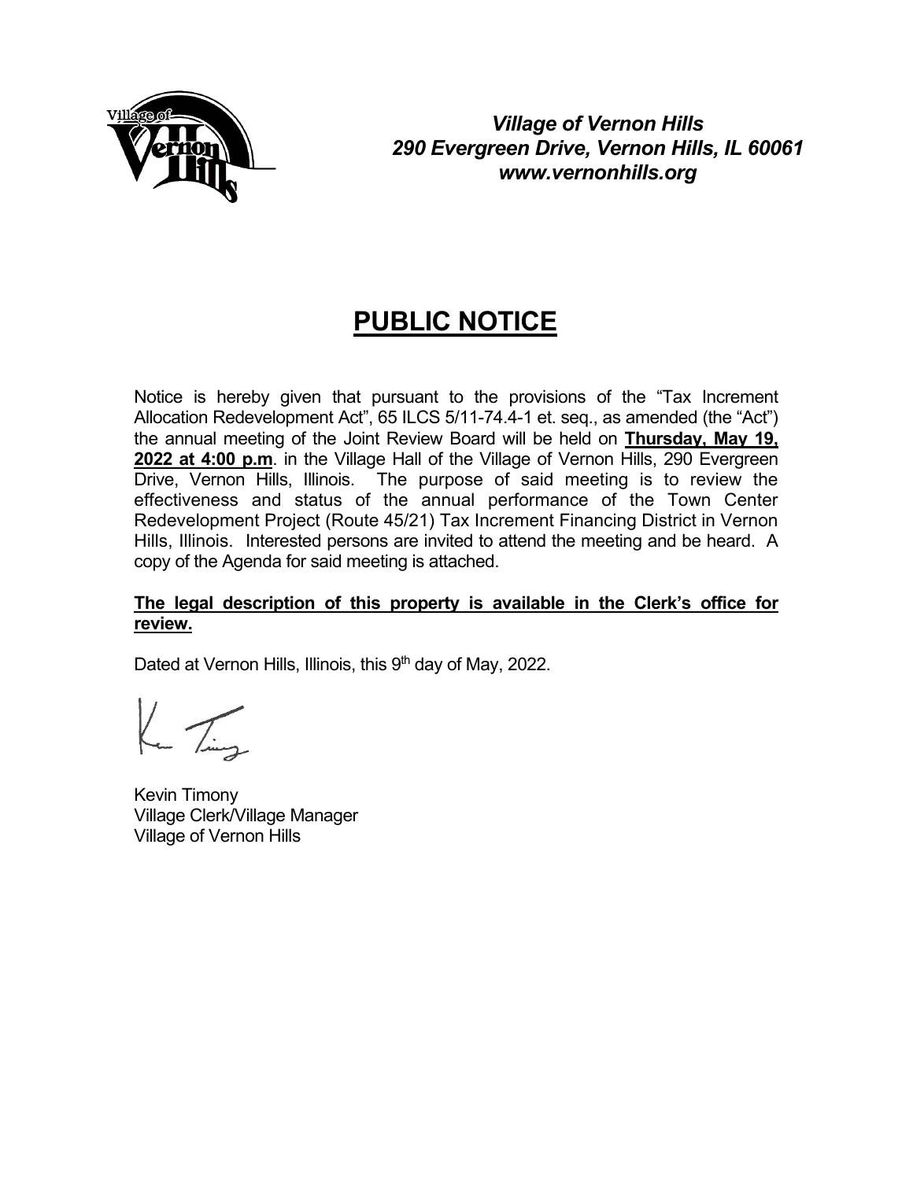*Village of Vernon Hills*
*290 Evergreen Drive, Vernon Hills, IL 60061*
*www.vernonhills.org*

# PUBLIC NOTICE

Notice is hereby given that pursuant to the provisions of the "Tax Increment Allocation Redevelopment Act", 65 ILCS 5/11-74.4-1 et. seq., as amended (the "Act") the annual meeting of the Joint Review Board will be held on **Thursday, May 19, 2022 at 4:00 p.m**. in the Village Hall of the Village of Vernon Hills, 290 Evergreen Drive, Vernon Hills, Illinois. The purpose of said meeting is to review the effectiveness and status of the annual performance of the Town Center Redevelopment Project (Route 45/21) Tax Increment Financing District in Vernon Hills, Illinois. Interested persons are invited to attend the meeting and be heard. A copy of the Agenda for said meeting is attached.

**The legal description of this property is available in the Clerk's office for review.**

Dated at Vernon Hills, Illinois, this 9th day of May, 2022.

Kevin Timony
Village Clerk/Village Manager
Village of Vernon Hills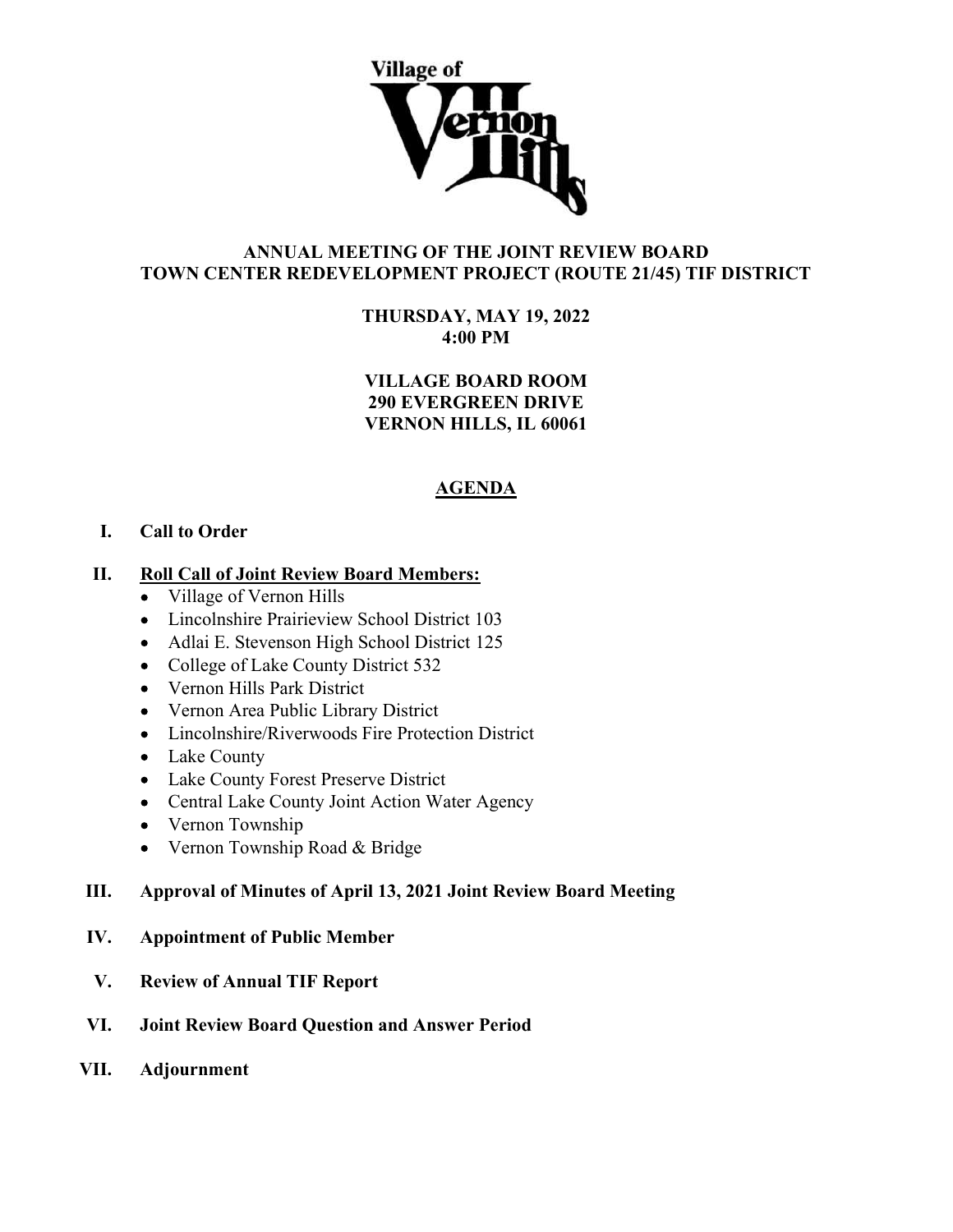Village of Vernon Hills

**ANNUAL MEETING OF THE JOINT REVIEW BOARD**
**TOWN CENTER REDEVELOPMENT PROJECT (ROUTE 21/45) TIF DISTRICT**

**THURSDAY, MAY 19, 2022**
**4:00 PM**

**VILLAGE BOARD ROOM**
**290 EVERGREEN DRIVE**
**VERNON HILLS, IL 60061**

## AGENDA

**I. Call to Order**

**II. Roll Call of Joint Review Board Members:**

- Village of Vernon Hills
- Lincolnshire Prairieview School District 103
- Adlai E. Stevenson High School District 125
- College of Lake County District 532
- Vernon Hills Park District
- Vernon Area Public Library District
- Lincolnshire/Riverwoods Fire Protection District
- Lake County
- Lake County Forest Preserve District
- Central Lake County Joint Action Water Agency
- Vernon Township
- Vernon Township Road & Bridge

**III. Approval of Minutes of April 13, 2021 Joint Review Board Meeting**

**IV. Appointment of Public Member**

**V. Review of Annual TIF Report**

**VI. Joint Review Board Question and Answer Period**

**VII. Adjournment**